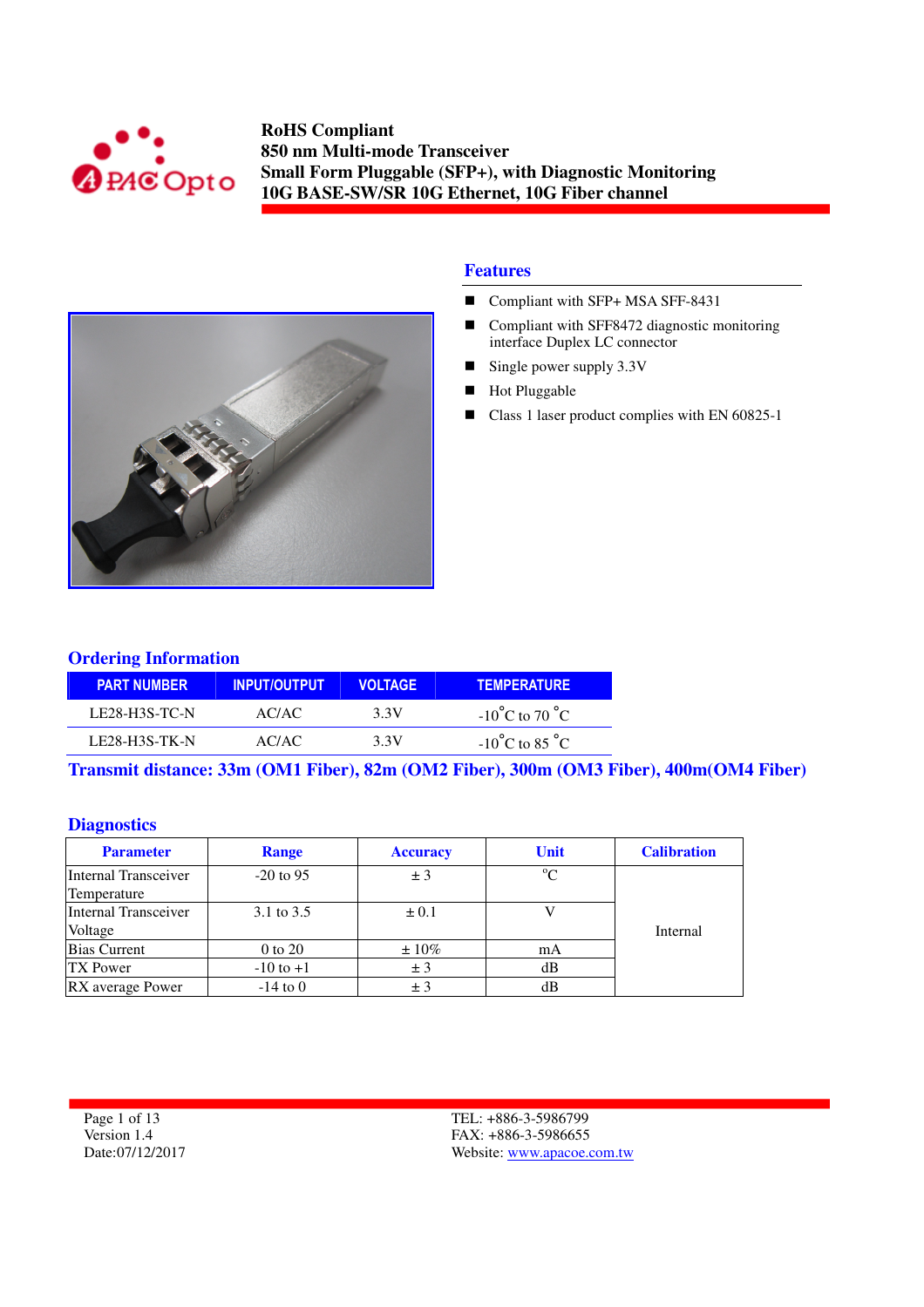**RoHS Compliant**
**850 nm Multi-mode Transceiver**
**Small Form Pluggable (SFP+), with Diagnostic Monitoring**
**10G BASE-SW/SR 10G Ethernet, 10G Fiber channel**

## Features

- Compliant with SFP+ MSA SFF-8431
- Compliant with SFF8472 diagnostic monitoring interface Duplex LC connector
- Single power supply 3.3V
- Hot Pluggable
- Class 1 laser product complies with EN 60825-1

## Ordering Information

| PART NUMBER | INPUT/OUTPUT | VOLTAGE | TEMPERATURE |
|---|---|---|---|
| LE28-H3S-TC-N | AC/AC | 3.3V | -10°C to 70 °C |
| LE28-H3S-TK-N | AC/AC | 3.3V | -10°C to 85 °C |

**Transmit distance: 33m (OM1 Fiber), 82m (OM2 Fiber), 300m (OM3 Fiber), 400m(OM4 Fiber)**

## Diagnostics

| Parameter | Range | Accuracy | Unit | Calibration |
|---|---|---|---|---|
| Internal Transceiver Temperature | -20 to 95 | ± 3 | °C | Internal |
| Internal Transceiver Voltage | 3.1 to 3.5 | ± 0.1 | V | |
| Bias Current | 0 to 20 | ± 10% | mA | |
| TX Power | -10 to +1 | ± 3 | dB | |
| RX average Power | -14 to 0 | ± 3 | dB | |

Version 1.4
Date:07/12/2017

TEL: +886-3-5986799
FAX: +886-3-5986655
Website: www.apacoe.com.tw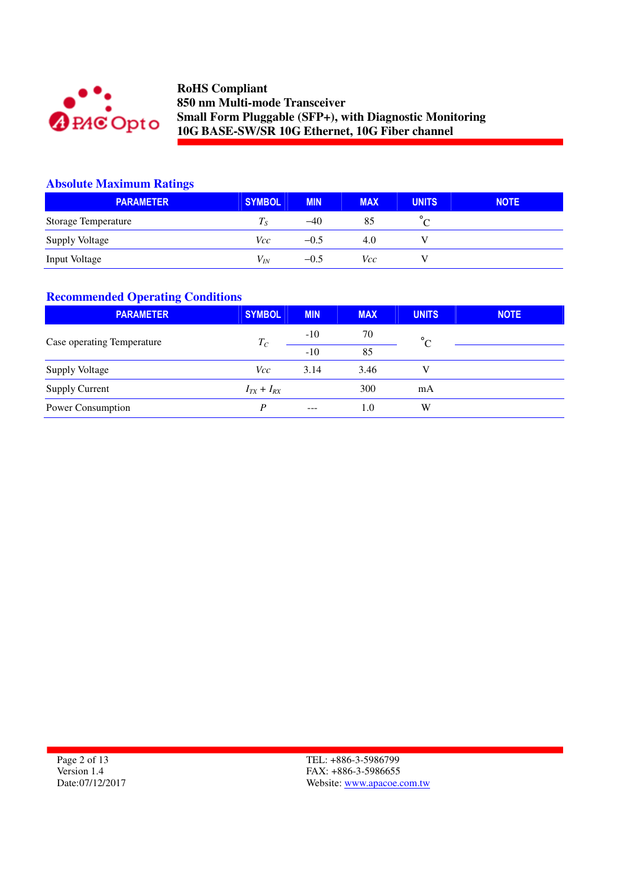## Absolute Maximum Ratings

| PARAMETER | SYMBOL | MIN | MAX | UNITS | NOTE |
|---|---|---|---|---|---|
| Storage Temperature | $T_S$ | –40 | 85 | °C | |
| Supply Voltage | $Vcc$ | –0.5 | 4.0 | V | |
| Input Voltage | $V_{IN}$ | –0.5 | $Vcc$ | V | |

## Recommended Operating Conditions

| PARAMETER | SYMBOL | MIN | MAX | UNITS | NOTE |
|---|---|---|---|---|---|
| Case operating Temperature | $T_C$ | -10 | 70 | °C | |
| | | -10 | 85 | | |
| Supply Voltage | $Vcc$ | 3.14 | 3.46 | V | |
| Supply Current | $I_{TX} + I_{RX}$ | | 300 | mA | |
| Power Consumption | $P$ | --- | 1.0 | W | |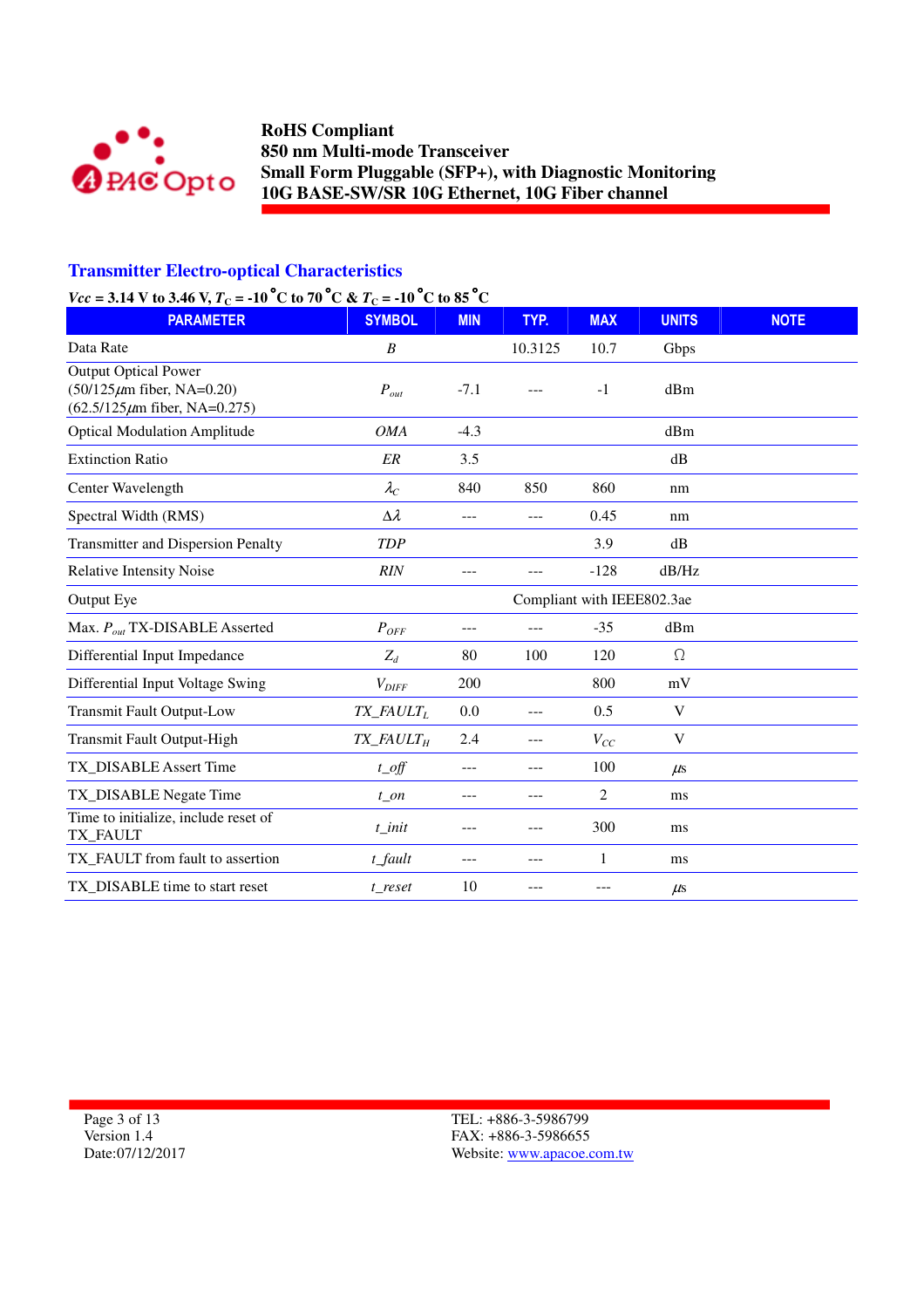## Transmitter Electro-optical Characteristics

***Vcc* = 3.14 V to 3.46 V, $T_C$ = -10 °C to 70 °C & $T_C$ = -10 °C to 85 °C**

| PARAMETER | SYMBOL | MIN | TYP. | MAX | UNITS | NOTE |
|---|---|---|---|---|---|---|
| Data Rate | *B* | | 10.3125 | 10.7 | Gbps | |
| Output Optical Power (50/125μm fiber, NA=0.20) (62.5/125μm fiber, NA=0.275) | $P_{out}$ | -7.1 | --- | -1 | dBm | |
| Optical Modulation Amplitude | *OMA* | -4.3 | | | dBm | |
| Extinction Ratio | *ER* | 3.5 | | | dB | |
| Center Wavelength | $\lambda_C$ | 840 | 850 | 860 | nm | |
| Spectral Width (RMS) | $\Delta\lambda$ | --- | --- | 0.45 | nm | |
| Transmitter and Dispersion Penalty | *TDP* | | | 3.9 | dB | |
| Relative Intensity Noise | *RIN* | --- | --- | -128 | dB/Hz | |
| Output Eye | | | Compliant with IEEE802.3ae | | | |
| Max. $P_{out}$ TX-DISABLE Asserted | $P_{OFF}$ | --- | --- | -35 | dBm | |
| Differential Input Impedance | $Z_d$ | 80 | 100 | 120 | Ω | |
| Differential Input Voltage Swing | $V_{DIFF}$ | 200 | | 800 | mV | |
| Transmit Fault Output-Low | $TX\_FAULT_L$ | 0.0 | --- | 0.5 | V | |
| Transmit Fault Output-High | $TX\_FAULT_H$ | 2.4 | --- | $V_{CC}$ | V | |
| TX_DISABLE Assert Time | *t_off* | --- | --- | 100 | μs | |
| TX_DISABLE Negate Time | *t_on* | --- | --- | 2 | ms | |
| Time to initialize, include reset of TX_FAULT | *t_init* | --- | --- | 300 | ms | |
| TX_FAULT from fault to assertion | *t_fault* | --- | --- | 1 | ms | |
| TX_DISABLE time to start reset | *t_reset* | 10 | --- | --- | μs | |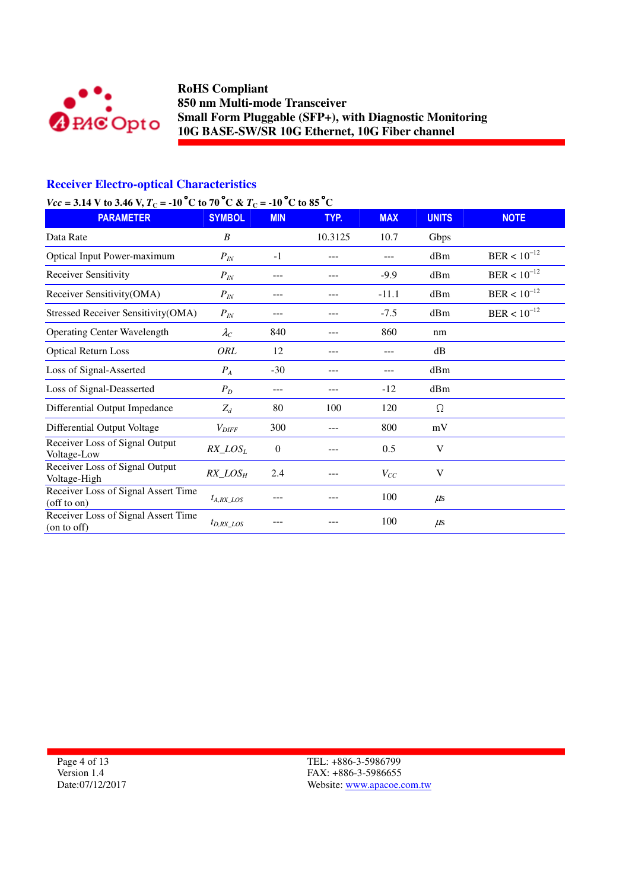## Receiver Electro-optical Characteristics

***Vcc* = 3.14 V to 3.46 V, $T_C$ = -10 °C to 70 °C & $T_C$ = -10 °C to 85 °C**

| PARAMETER | SYMBOL | MIN | TYP. | MAX | UNITS | NOTE |
|---|---|---|---|---|---|---|
| Data Rate | $B$ | | 10.3125 | 10.7 | Gbps | |
| Optical Input Power-maximum | $P_{IN}$ | -1 | --- | --- | dBm | BER < $10^{-12}$ |
| Receiver Sensitivity | $P_{IN}$ | --- | --- | -9.9 | dBm | BER < $10^{-12}$ |
| Receiver Sensitivity(OMA) | $P_{IN}$ | --- | --- | -11.1 | dBm | BER < $10^{-12}$ |
| Stressed Receiver Sensitivity(OMA) | $P_{IN}$ | --- | --- | -7.5 | dBm | BER < $10^{-12}$ |
| Operating Center Wavelength | $\lambda_C$ | 840 | --- | 860 | nm | |
| Optical Return Loss | $ORL$ | 12 | --- | --- | dB | |
| Loss of Signal-Asserted | $P_A$ | -30 | --- | --- | dBm | |
| Loss of Signal-Deasserted | $P_D$ | --- | --- | -12 | dBm | |
| Differential Output Impedance | $Z_d$ | 80 | 100 | 120 | Ω | |
| Differential Output Voltage | $V_{DIFF}$ | 300 | --- | 800 | mV | |
| Receiver Loss of Signal Output Voltage-Low | $RX\_LOS_L$ | 0 | --- | 0.5 | V | |
| Receiver Loss of Signal Output Voltage-High | $RX\_LOS_H$ | 2.4 | --- | $V_{CC}$ | V | |
| Receiver Loss of Signal Assert Time (off to on) | $t_{A,RX\_LOS}$ | --- | --- | 100 | $\mu s$ | |
| Receiver Loss of Signal Assert Time (on to off) | $t_{D,RX\_LOS}$ | --- | --- | 100 | $\mu s$ | |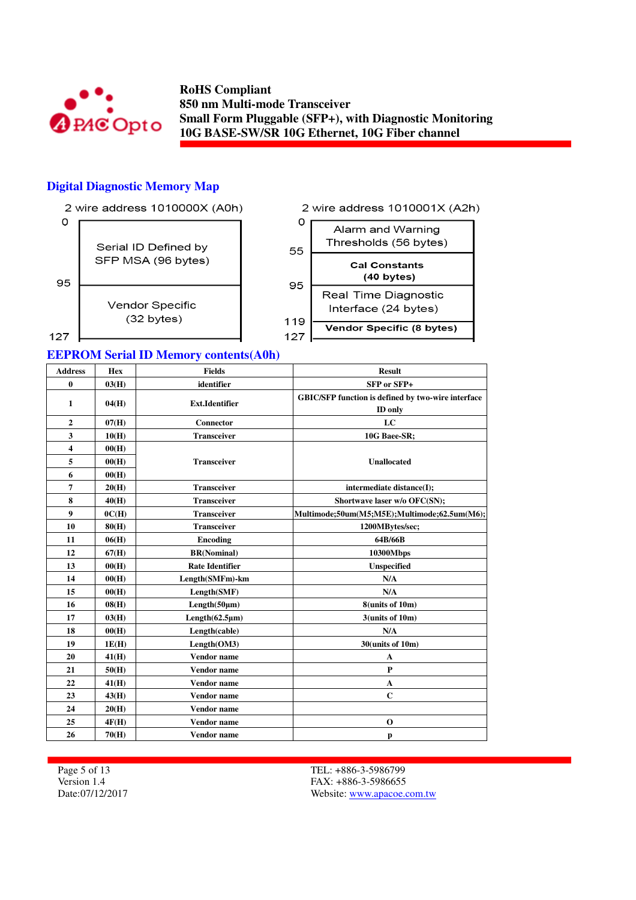## Digital Diagnostic Memory Map

2 wire address 1010000X (A0h)

| Address | Content |
|---|---|
| 0–95 | Serial ID Defined by SFP MSA (96 bytes) |
| 95–127 | Vendor Specific (32 bytes) |

2 wire address 1010001X (A2h)

| Address | Content |
|---|---|
| 0–55 | Alarm and Warning Thresholds (56 bytes) |
| 55–95 | Cal Constants (40 bytes) |
| 95–119 | Real Time Diagnostic Interface (24 bytes) |
| 119–127 | Vendor Specific (8 bytes) |

## EEPROM Serial ID Memory contents(A0h)

| Address | Hex | Fields | Result |
|---|---|---|---|
| 0 | 03(H) | identifier | SFP or SFP+ |
| 1 | 04(H) | Ext.Identifier | GBIC/SFP function is defined by two-wire interface ID only |
| 2 | 07(H) | Connector | LC |
| 3 | 10(H) | Transceiver | 10G Baee-SR; |
| 4 | 00(H) | Transceiver | Unallocated |
| 5 | 00(H) | | |
| 6 | 00(H) | | |
| 7 | 20(H) | Transceiver | intermediate distance(I); |
| 8 | 40(H) | Transceiver | Shortwave laser w/o OFC(SN); |
| 9 | 0C(H) | Transceiver | Multimode;50um(M5;M5E);Multimode;62.5um(M6); |
| 10 | 80(H) | Transceiver | 1200MBytes/sec; |
| 11 | 06(H) | Encoding | 64B/66B |
| 12 | 67(H) | BR(Nominal) | 10300Mbps |
| 13 | 00(H) | Rate Identifier | Unspecified |
| 14 | 00(H) | Length(SMFm)-km | N/A |
| 15 | 00(H) | Length(SMF) | N/A |
| 16 | 08(H) | Length(50μm) | 8(units of 10m) |
| 17 | 03(H) | Length(62.5μm) | 3(units of 10m) |
| 18 | 00(H) | Length(cable) | N/A |
| 19 | 1E(H) | Length(OM3) | 30(units of 10m) |
| 20 | 41(H) | Vendor name | A |
| 21 | 50(H) | Vendor name | P |
| 22 | 41(H) | Vendor name | A |
| 23 | 43(H) | Vendor name | C |
| 24 | 20(H) | Vendor name | |
| 25 | 4F(H) | Vendor name | O |
| 26 | 70(H) | Vendor name | p |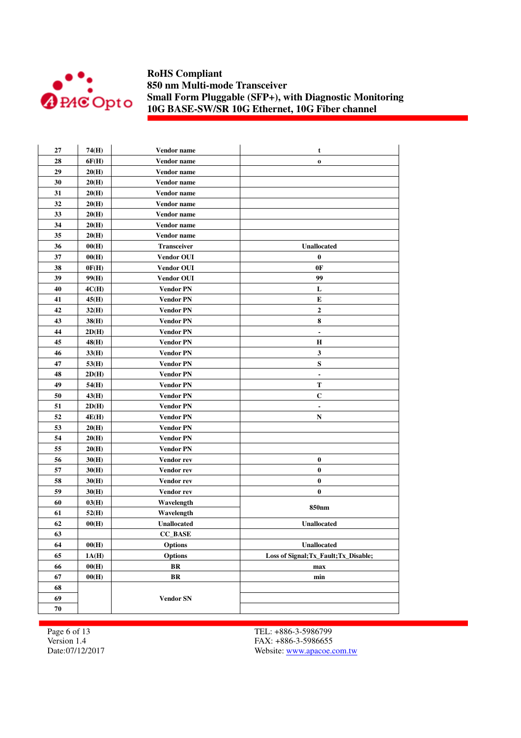| 27 | 74(H) | Vendor name | t |
|---|---|---|---|
| 28 | 6F(H) | Vendor name | o |
| 29 | 20(H) | Vendor name | |
| 30 | 20(H) | Vendor name | |
| 31 | 20(H) | Vendor name | |
| 32 | 20(H) | Vendor name | |
| 33 | 20(H) | Vendor name | |
| 34 | 20(H) | Vendor name | |
| 35 | 20(H) | Vendor name | |
| 36 | 00(H) | Transceiver | Unallocated |
| 37 | 00(H) | Vendor OUI | 0 |
| 38 | 0F(H) | Vendor OUI | 0F |
| 39 | 99(H) | Vendor OUI | 99 |
| 40 | 4C(H) | Vendor PN | L |
| 41 | 45(H) | Vendor PN | E |
| 42 | 32(H) | Vendor PN | 2 |
| 43 | 38(H) | Vendor PN | 8 |
| 44 | 2D(H) | Vendor PN | - |
| 45 | 48(H) | Vendor PN | H |
| 46 | 33(H) | Vendor PN | 3 |
| 47 | 53(H) | Vendor PN | S |
| 48 | 2D(H) | Vendor PN | - |
| 49 | 54(H) | Vendor PN | T |
| 50 | 43(H) | Vendor PN | C |
| 51 | 2D(H) | Vendor PN | - |
| 52 | 4E(H) | Vendor PN | N |
| 53 | 20(H) | Vendor PN | |
| 54 | 20(H) | Vendor PN | |
| 55 | 20(H) | Vendor PN | |
| 56 | 30(H) | Vendor rev | 0 |
| 57 | 30(H) | Vendor rev | 0 |
| 58 | 30(H) | Vendor rev | 0 |
| 59 | 30(H) | Vendor rev | 0 |
| 60 | 03(H) | Wavelength | 850nm |
| 61 | 52(H) | Wavelength | |
| 62 | 00(H) | Unallocated | Unallocated |
| 63 | | CC_BASE | |
| 64 | 00(H) | Options | Unallocated |
| 65 | 1A(H) | Options | Loss of Signal;Tx_Fault;Tx_Disable; |
| 66 | 00(H) | BR | max |
| 67 | 00(H) | BR | min |
| 68 | | Vendor SN | |
| 69 | | | |
| 70 | | | |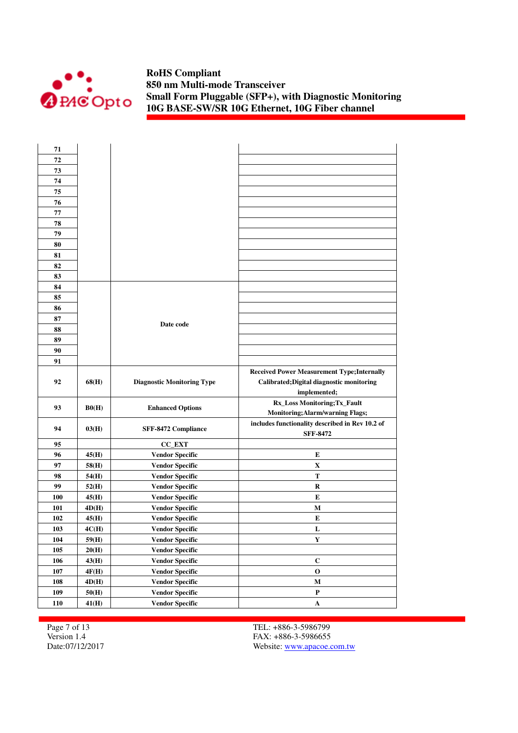| | | | |
|---|---|---|---|
| 71 | | | |
| 72 | | | |
| 73 | | | |
| 74 | | | |
| 75 | | | |
| 76 | | | |
| 77 | | | |
| 78 | | | |
| 79 | | | |
| 80 | | | |
| 81 | | | |
| 82 | | | |
| 83 | | | |
| 84 | | Date code | |
| 85 | | | |
| 86 | | | |
| 87 | | | |
| 88 | | | |
| 89 | | | |
| 90 | | | |
| 91 | | | |
| 92 | 68(H) | Diagnostic Monitoring Type | Received Power Measurement Type;Internally Calibrated;Digital diagnostic monitoring implemented; |
| 93 | B0(H) | Enhanced Options | Rx_Loss Monitoring;Tx_Fault Monitoring;Alarm/warning Flags; |
| 94 | 03(H) | SFF-8472 Compliance | includes functionality described in Rev 10.2 of SFF-8472 |
| 95 | | CC_EXT | |
| 96 | 45(H) | Vendor Specific | E |
| 97 | 58(H) | Vendor Specific | X |
| 98 | 54(H) | Vendor Specific | T |
| 99 | 52(H) | Vendor Specific | R |
| 100 | 45(H) | Vendor Specific | E |
| 101 | 4D(H) | Vendor Specific | M |
| 102 | 45(H) | Vendor Specific | E |
| 103 | 4C(H) | Vendor Specific | L |
| 104 | 59(H) | Vendor Specific | Y |
| 105 | 20(H) | Vendor Specific | |
| 106 | 43(H) | Vendor Specific | C |
| 107 | 4F(H) | Vendor Specific | O |
| 108 | 4D(H) | Vendor Specific | M |
| 109 | 50(H) | Vendor Specific | P |
| 110 | 41(H) | Vendor Specific | A |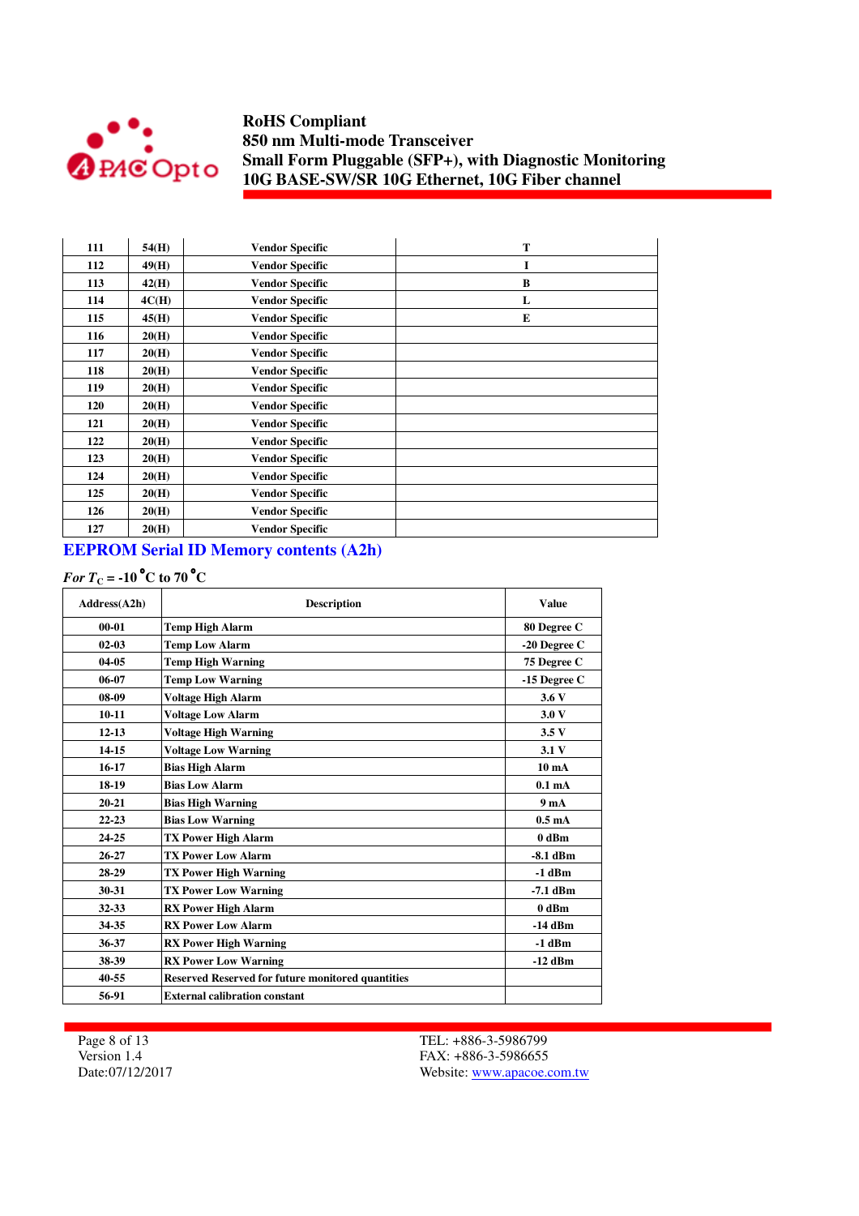| 111 | 54(H) | Vendor Specific | T |
|---|---|---|---|
| 112 | 49(H) | Vendor Specific | I |
| 113 | 42(H) | Vendor Specific | B |
| 114 | 4C(H) | Vendor Specific | L |
| 115 | 45(H) | Vendor Specific | E |
| 116 | 20(H) | Vendor Specific | |
| 117 | 20(H) | Vendor Specific | |
| 118 | 20(H) | Vendor Specific | |
| 119 | 20(H) | Vendor Specific | |
| 120 | 20(H) | Vendor Specific | |
| 121 | 20(H) | Vendor Specific | |
| 122 | 20(H) | Vendor Specific | |
| 123 | 20(H) | Vendor Specific | |
| 124 | 20(H) | Vendor Specific | |
| 125 | 20(H) | Vendor Specific | |
| 126 | 20(H) | Vendor Specific | |
| 127 | 20(H) | Vendor Specific | |

## EEPROM Serial ID Memory contents (A2h)

***For*** $T_C$ **= -10°C to 70°C**

| Address(A2h) | Description | Value |
|---|---|---|
| 00-01 | Temp High Alarm | 80 Degree C |
| 02-03 | Temp Low Alarm | -20 Degree C |
| 04-05 | Temp High Warning | 75 Degree C |
| 06-07 | Temp Low Warning | -15 Degree C |
| 08-09 | Voltage High Alarm | 3.6 V |
| 10-11 | Voltage Low Alarm | 3.0 V |
| 12-13 | Voltage High Warning | 3.5 V |
| 14-15 | Voltage Low Warning | 3.1 V |
| 16-17 | Bias High Alarm | 10 mA |
| 18-19 | Bias Low Alarm | 0.1 mA |
| 20-21 | Bias High Warning | 9 mA |
| 22-23 | Bias Low Warning | 0.5 mA |
| 24-25 | TX Power High Alarm | 0 dBm |
| 26-27 | TX Power Low Alarm | -8.1 dBm |
| 28-29 | TX Power High Warning | -1 dBm |
| 30-31 | TX Power Low Warning | -7.1 dBm |
| 32-33 | RX Power High Alarm | 0 dBm |
| 34-35 | RX Power Low Alarm | -14 dBm |
| 36-37 | RX Power High Warning | -1 dBm |
| 38-39 | RX Power Low Warning | -12 dBm |
| 40-55 | Reserved Reserved for future monitored quantities | |
| 56-91 | External calibration constant | |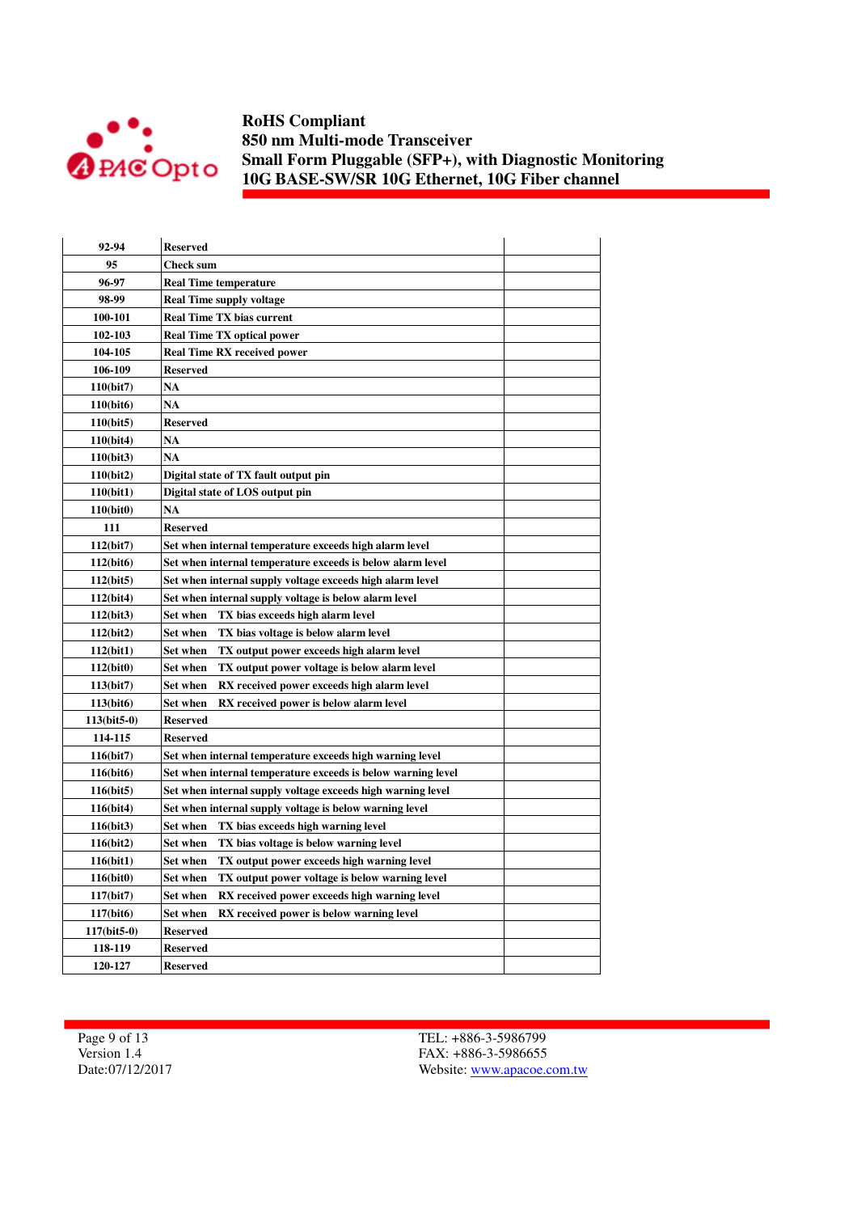| 92-94 | Reserved | |
|---|---|---|
| 95 | Check sum | |
| 96-97 | Real Time temperature | |
| 98-99 | Real Time supply voltage | |
| 100-101 | Real Time TX bias current | |
| 102-103 | Real Time TX optical power | |
| 104-105 | Real Time RX received power | |
| 106-109 | Reserved | |
| 110(bit7) | NA | |
| 110(bit6) | NA | |
| 110(bit5) | Reserved | |
| 110(bit4) | NA | |
| 110(bit3) | NA | |
| 110(bit2) | Digital state of TX fault output pin | |
| 110(bit1) | Digital state of LOS output pin | |
| 110(bit0) | NA | |
| 111 | Reserved | |
| 112(bit7) | Set when internal temperature exceeds high alarm level | |
| 112(bit6) | Set when internal temperature exceeds is below alarm level | |
| 112(bit5) | Set when internal supply voltage exceeds high alarm level | |
| 112(bit4) | Set when internal supply voltage is below alarm level | |
| 112(bit3) | Set when TX bias exceeds high alarm level | |
| 112(bit2) | Set when TX bias voltage is below alarm level | |
| 112(bit1) | Set when TX output power exceeds high alarm level | |
| 112(bit0) | Set when TX output power voltage is below alarm level | |
| 113(bit7) | Set when RX received power exceeds high alarm level | |
| 113(bit6) | Set when RX received power is below alarm level | |
| 113(bit5-0) | Reserved | |
| 114-115 | Reserved | |
| 116(bit7) | Set when internal temperature exceeds high warning level | |
| 116(bit6) | Set when internal temperature exceeds is below warning level | |
| 116(bit5) | Set when internal supply voltage exceeds high warning level | |
| 116(bit4) | Set when internal supply voltage is below warning level | |
| 116(bit3) | Set when TX bias exceeds high warning level | |
| 116(bit2) | Set when TX bias voltage is below warning level | |
| 116(bit1) | Set when TX output power exceeds high warning level | |
| 116(bit0) | Set when TX output power voltage is below warning level | |
| 117(bit7) | Set when RX received power exceeds high warning level | |
| 117(bit6) | Set when RX received power is below warning level | |
| 117(bit5-0) | Reserved | |
| 118-119 | Reserved | |
| 120-127 | Reserved | |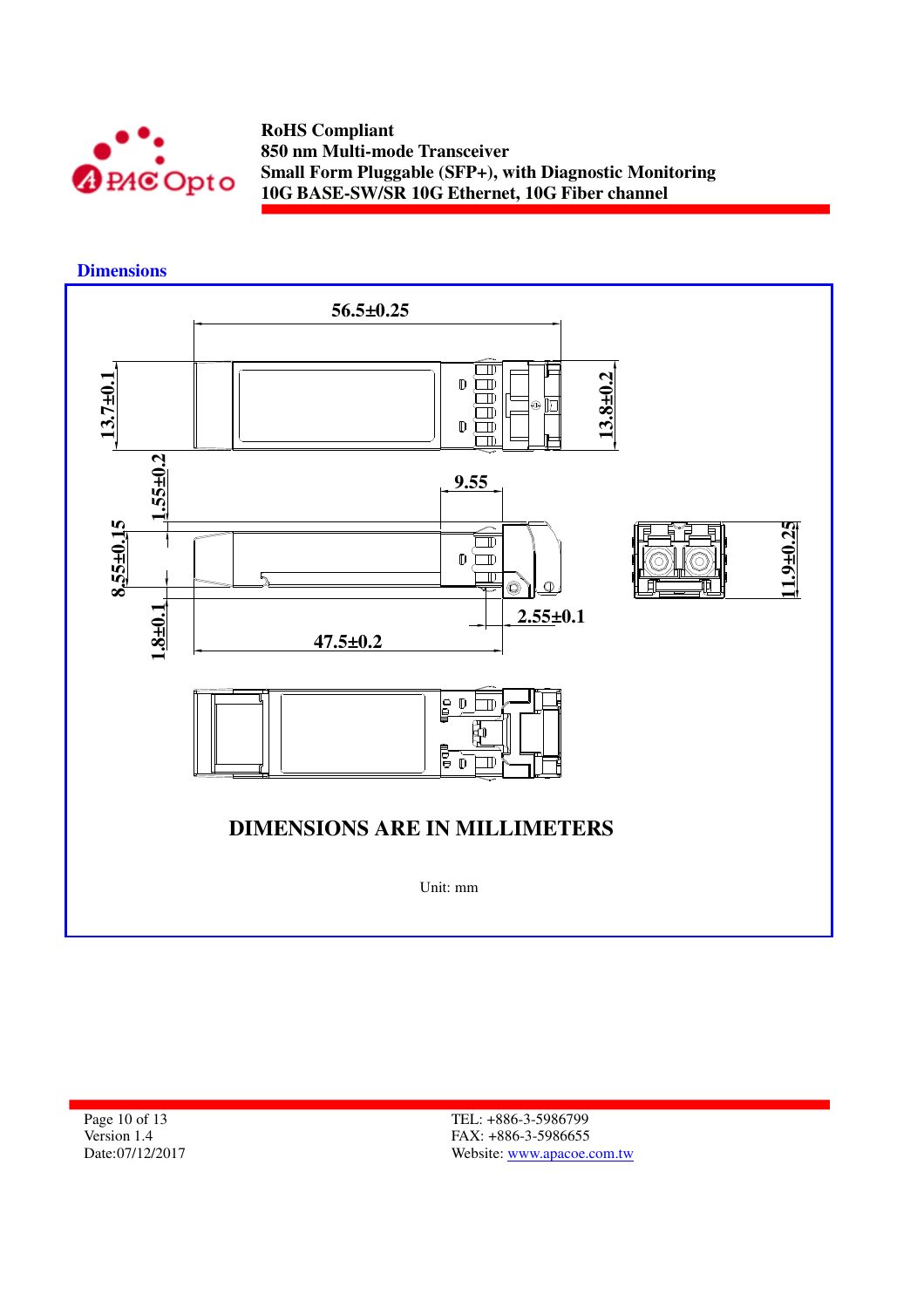## Dimensions

56.5±0.25

13.7±0.1

13.8±0.2

1.55±0.2

9.55

8.55±0.15

11.9±0.25

1.8±0.1

2.55±0.1

47.5±0.2

**DIMENSIONS ARE IN MILLIMETERS**

Unit: mm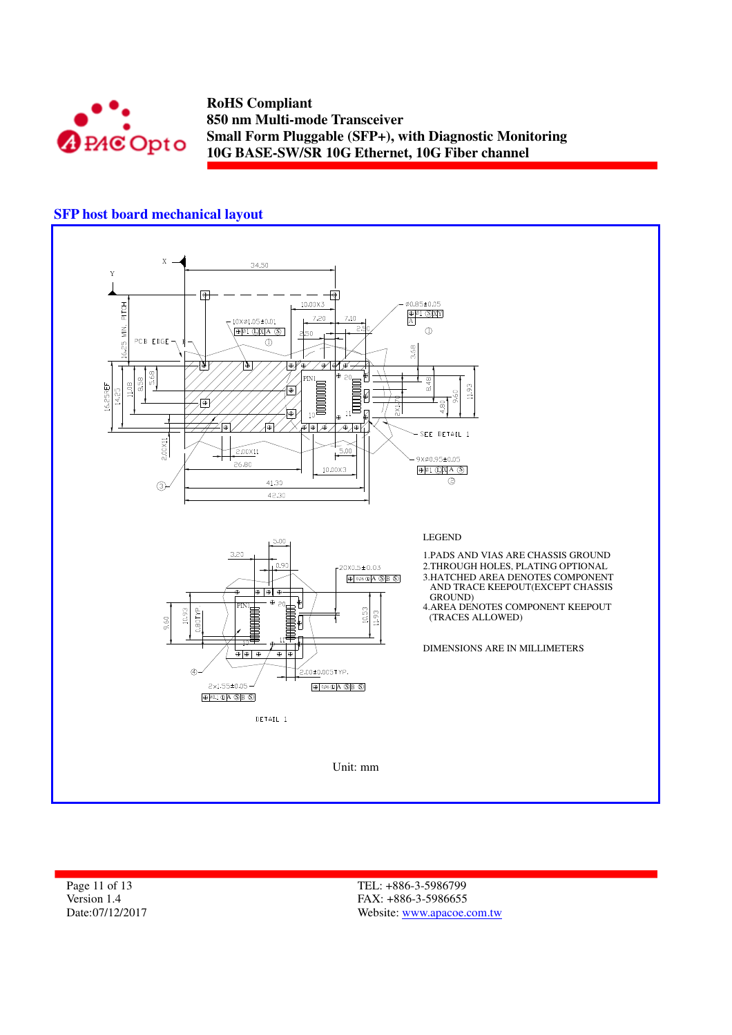## SFP host board mechanical layout

LEGEND

1. PADS AND VIAS ARE CHASSIS GROUND
2. THROUGH HOLES, PLATING OPTIONAL
3. HATCHED AREA DENOTES COMPONENT AND TRACE KEEPOUT(EXCEPT CHASSIS GROUND)
4. AREA DENOTES COMPONENT KEEPOUT (TRACES ALLOWED)

DIMENSIONS ARE IN MILLIMETERS

DETAIL 1

Unit: mm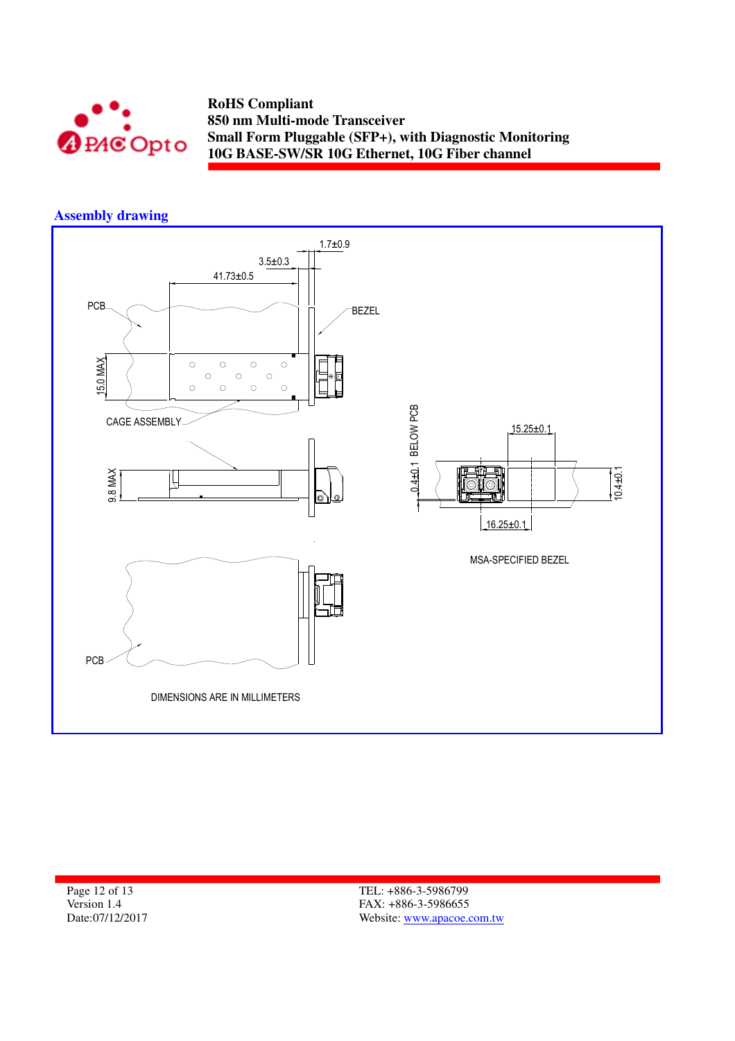## Assembly drawing

1.7±0.9

3.5±0.3

41.73±0.5

PCB

BEZEL

15.0 MAX

CAGE ASSEMBLY

9.8 MAX

0.4±0.1 BELOW PCB

15.25±0.1

10.4±0.1

16.25±0.1

MSA-SPECIFIED BEZEL

PCB

DIMENSIONS ARE IN MILLIMETERS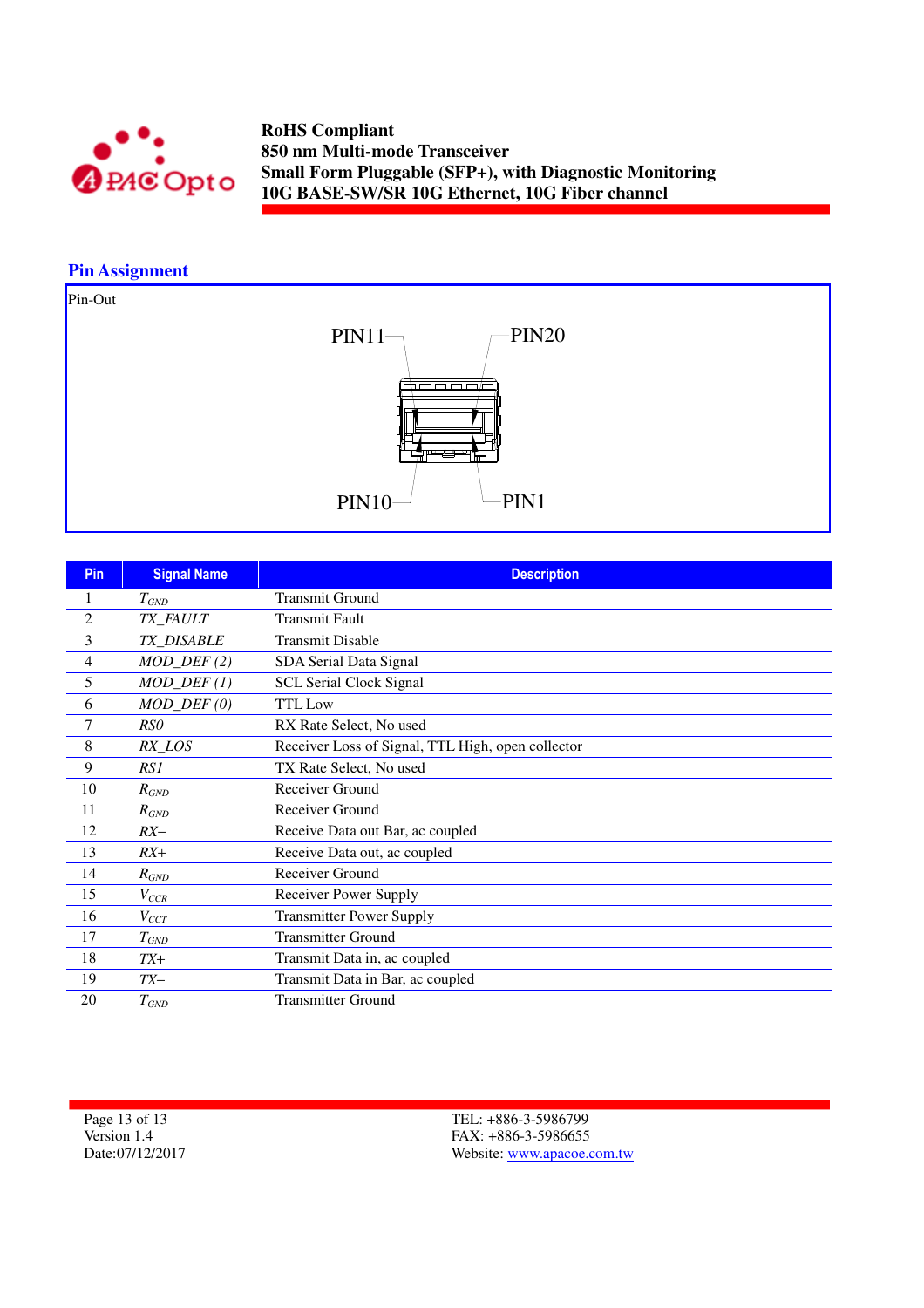## Pin Assignment

Pin-Out

PIN11
PIN20
PIN10
PIN1

| Pin | Signal Name | Description |
|---|---|---|
| 1 | $T_{GND}$ | Transmit Ground |
| 2 | *TX_FAULT* | Transmit Fault |
| 3 | *TX_DISABLE* | Transmit Disable |
| 4 | *MOD_DEF (2)* | SDA Serial Data Signal |
| 5 | *MOD_DEF (1)* | SCL Serial Clock Signal |
| 6 | *MOD_DEF (0)* | TTL Low |
| 7 | *RS0* | RX Rate Select, No used |
| 8 | *RX_LOS* | Receiver Loss of Signal, TTL High, open collector |
| 9 | *RS1* | TX Rate Select, No used |
| 10 | $R_{GND}$ | Receiver Ground |
| 11 | $R_{GND}$ | Receiver Ground |
| 12 | *RX–* | Receive Data out Bar, ac coupled |
| 13 | *RX+* | Receive Data out, ac coupled |
| 14 | $R_{GND}$ | Receiver Ground |
| 15 | $V_{CCR}$ | Receiver Power Supply |
| 16 | $V_{CCT}$ | Transmitter Power Supply |
| 17 | $T_{GND}$ | Transmitter Ground |
| 18 | *TX+* | Transmit Data in, ac coupled |
| 19 | *TX–* | Transmit Data in Bar, ac coupled |
| 20 | $T_{GND}$ | Transmitter Ground |